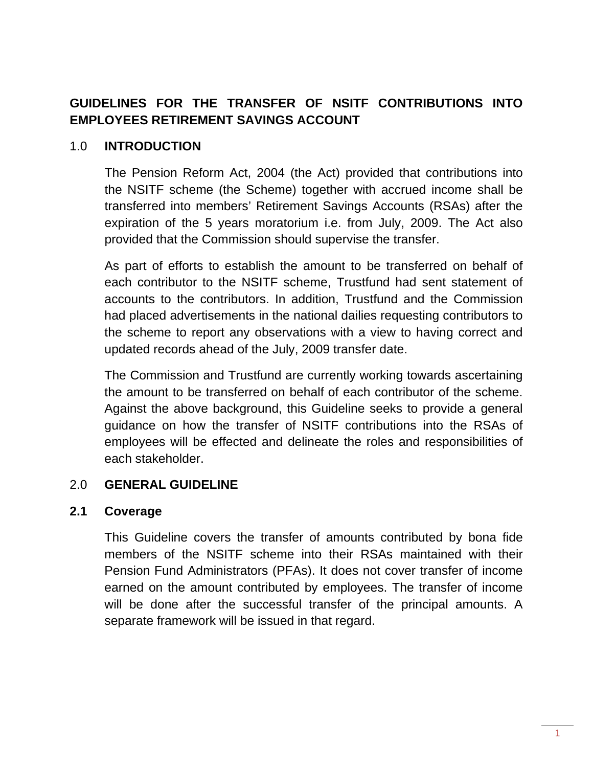# GUIDELINES FOR THE TRANSFER OF NSITF CONTRIBUTIONS INTO EMPLOYEES RETIREMENT SAVINGS ACCOUNT

## 1.0 INTRODUCTION

The Pension Reform Act, 2004 (the Act) provided that contributions into the NSITF scheme (the Scheme) together with accrued income shall be transferred into members' Retirement Savings Accounts (RSAs) after the expiration of the 5 years moratorium i.e. from July, 2009. The Act also provided that the Commission should supervise the transfer.

As part of efforts to establish the amount to be transferred on behalf of each contributor to the NSITF scheme, Trustfund had sent statement of accounts to the contributors. In addition, Trustfund and the Commission had placed advertisements in the national dailies requesting contributors to the scheme to report any observations with a view to having correct and updated records ahead of the July, 2009 transfer date.

The Commission and Trustfund are currently working towards ascertaining the amount to be transferred on behalf of each contributor of the scheme. Against the above background, this Guideline seeks to provide a general guidance on how the transfer of NSITF contributions into the RSAs of employees will be effected and delineate the roles and responsibilities of each stakeholder.

## 2.0 GENERAL GUIDELINE

### 2.1 Coverage

This Guideline covers the transfer of amounts contributed by bona fide members of the NSITF scheme into their RSAs maintained with their Pension Fund Administrators (PFAs). It does not cover transfer of income earned on the amount contributed by employees. The transfer of income will be done after the successful transfer of the principal amounts. A separate framework will be issued in that regard.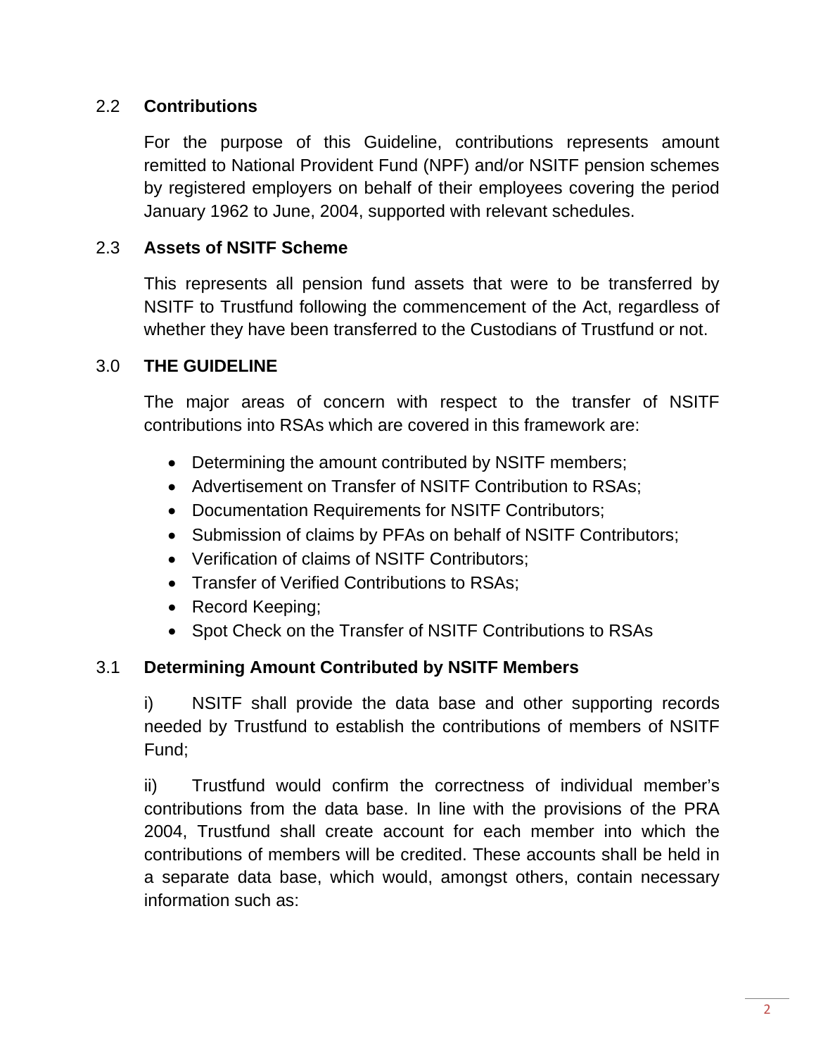## 2.2 Contributions

For the purpose of this Guideline, contributions represents amount remitted to National Provident Fund (NPF) and/or NSITF pension schemes by registered employers on behalf of their employees covering the period January 1962 to June, 2004, supported with relevant schedules.

## 2.3 Assets of NSITF Scheme

This represents all pension fund assets that were to be transferred by NSITF to Trustfund following the commencement of the Act, regardless of whether they have been transferred to the Custodians of Trustfund or not.

# 3.0 THE GUIDELINE

The major areas of concern with respect to the transfer of NSITF contributions into RSAs which are covered in this framework are:

- Determining the amount contributed by NSITF members;
- Advertisement on Transfer of NSITF Contribution to RSAs;
- Documentation Requirements for NSITF Contributors;
- Submission of claims by PFAs on behalf of NSITF Contributors;
- Verification of claims of NSITF Contributors;
- Transfer of Verified Contributions to RSAs;
- Record Keeping;
- Spot Check on the Transfer of NSITF Contributions to RSAs

## 3.1 Determining Amount Contributed by NSITF Members

i) NSITF shall provide the data base and other supporting records needed by Trustfund to establish the contributions of members of NSITF Fund;

ii) Trustfund would confirm the correctness of individual member's contributions from the data base. In line with the provisions of the PRA 2004, Trustfund shall create account for each member into which the contributions of members will be credited. These accounts shall be held in a separate data base, which would, amongst others, contain necessary information such as: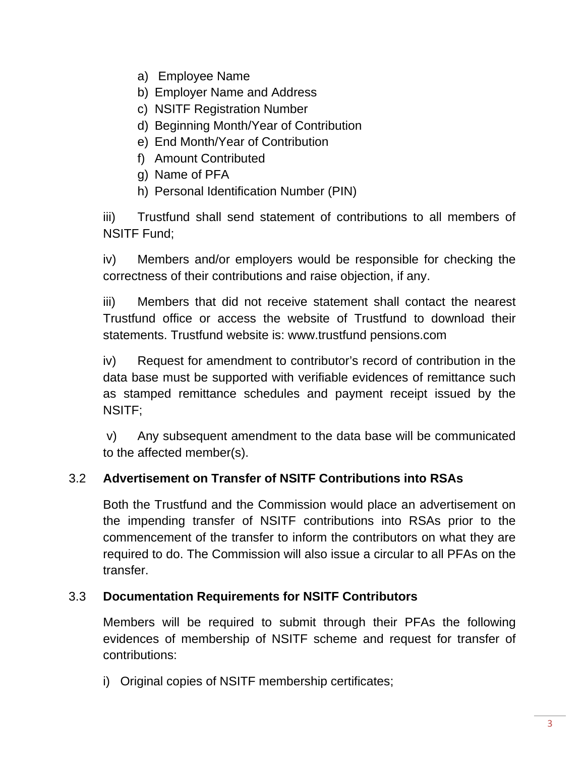a) Employee Name
b) Employer Name and Address
c) NSITF Registration Number
d) Beginning Month/Year of Contribution
e) End Month/Year of Contribution
f) Amount Contributed
g) Name of PFA
h) Personal Identification Number (PIN)

iii) Trustfund shall send statement of contributions to all members of NSITF Fund;

iv) Members and/or employers would be responsible for checking the correctness of their contributions and raise objection, if any.

iii) Members that did not receive statement shall contact the nearest Trustfund office or access the website of Trustfund to download their statements. Trustfund website is: www.trustfund pensions.com

iv) Request for amendment to contributor's record of contribution in the data base must be supported with verifiable evidences of remittance such as stamped remittance schedules and payment receipt issued by the NSITF;

v) Any subsequent amendment to the data base will be communicated to the affected member(s).

## 3.2 Advertisement on Transfer of NSITF Contributions into RSAs

Both the Trustfund and the Commission would place an advertisement on the impending transfer of NSITF contributions into RSAs prior to the commencement of the transfer to inform the contributors on what they are required to do. The Commission will also issue a circular to all PFAs on the transfer.

## 3.3 Documentation Requirements for NSITF Contributors

Members will be required to submit through their PFAs the following evidences of membership of NSITF scheme and request for transfer of contributions:

i) Original copies of NSITF membership certificates;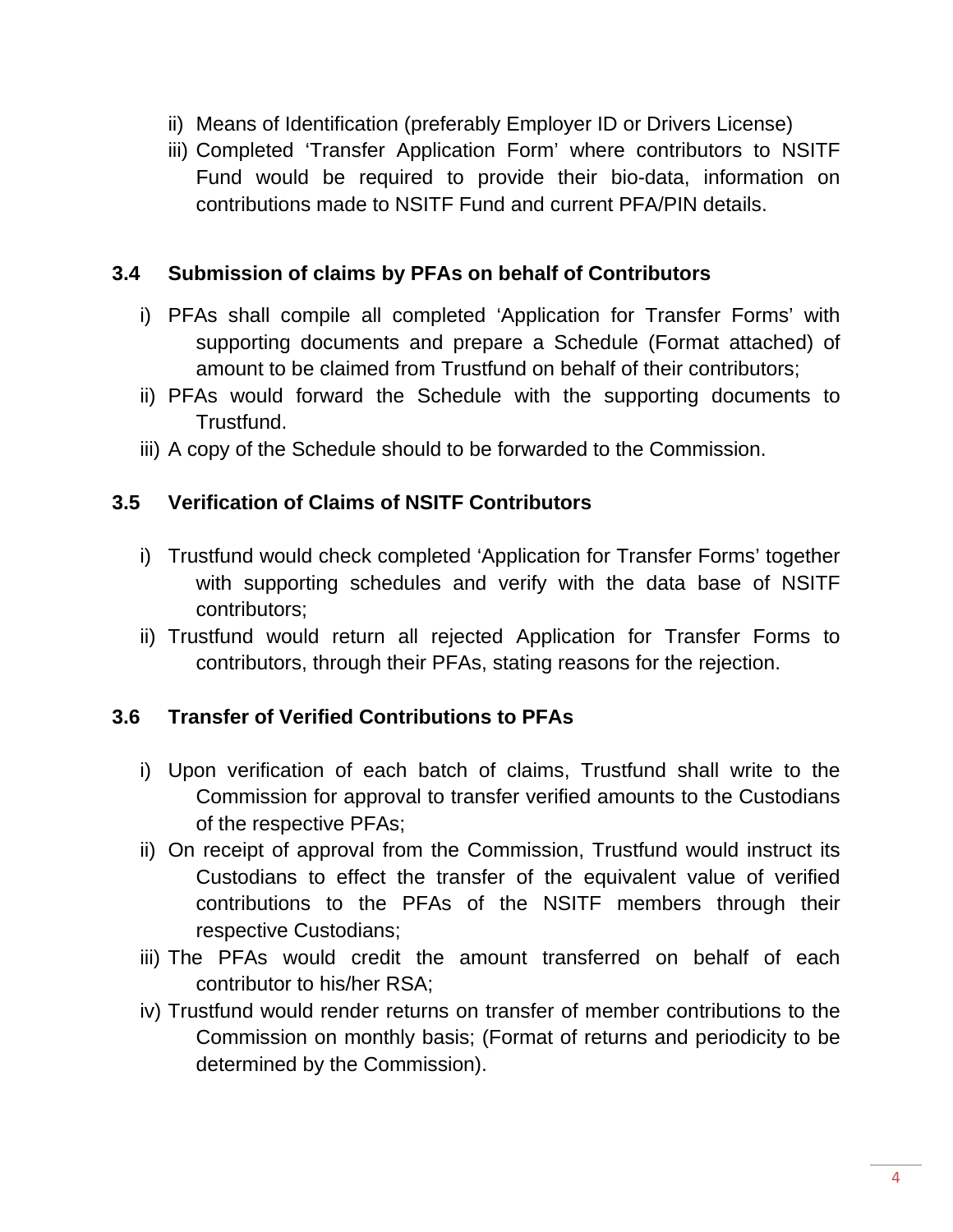ii) Means of Identification (preferably Employer ID or Drivers License)
iii) Completed 'Transfer Application Form' where contributors to NSITF Fund would be required to provide their bio-data, information on contributions made to NSITF Fund and current PFA/PIN details.

### 3.4 Submission of claims by PFAs on behalf of Contributors

i) PFAs shall compile all completed 'Application for Transfer Forms' with supporting documents and prepare a Schedule (Format attached) of amount to be claimed from Trustfund on behalf of their contributors;
ii) PFAs would forward the Schedule with the supporting documents to Trustfund.
iii) A copy of the Schedule should to be forwarded to the Commission.

### 3.5 Verification of Claims of NSITF Contributors

i) Trustfund would check completed 'Application for Transfer Forms' together with supporting schedules and verify with the data base of NSITF contributors;
ii) Trustfund would return all rejected Application for Transfer Forms to contributors, through their PFAs, stating reasons for the rejection.

### 3.6 Transfer of Verified Contributions to PFAs

i) Upon verification of each batch of claims, Trustfund shall write to the Commission for approval to transfer verified amounts to the Custodians of the respective PFAs;
ii) On receipt of approval from the Commission, Trustfund would instruct its Custodians to effect the transfer of the equivalent value of verified contributions to the PFAs of the NSITF members through their respective Custodians;
iii) The PFAs would credit the amount transferred on behalf of each contributor to his/her RSA;
iv) Trustfund would render returns on transfer of member contributions to the Commission on monthly basis; (Format of returns and periodicity to be determined by the Commission).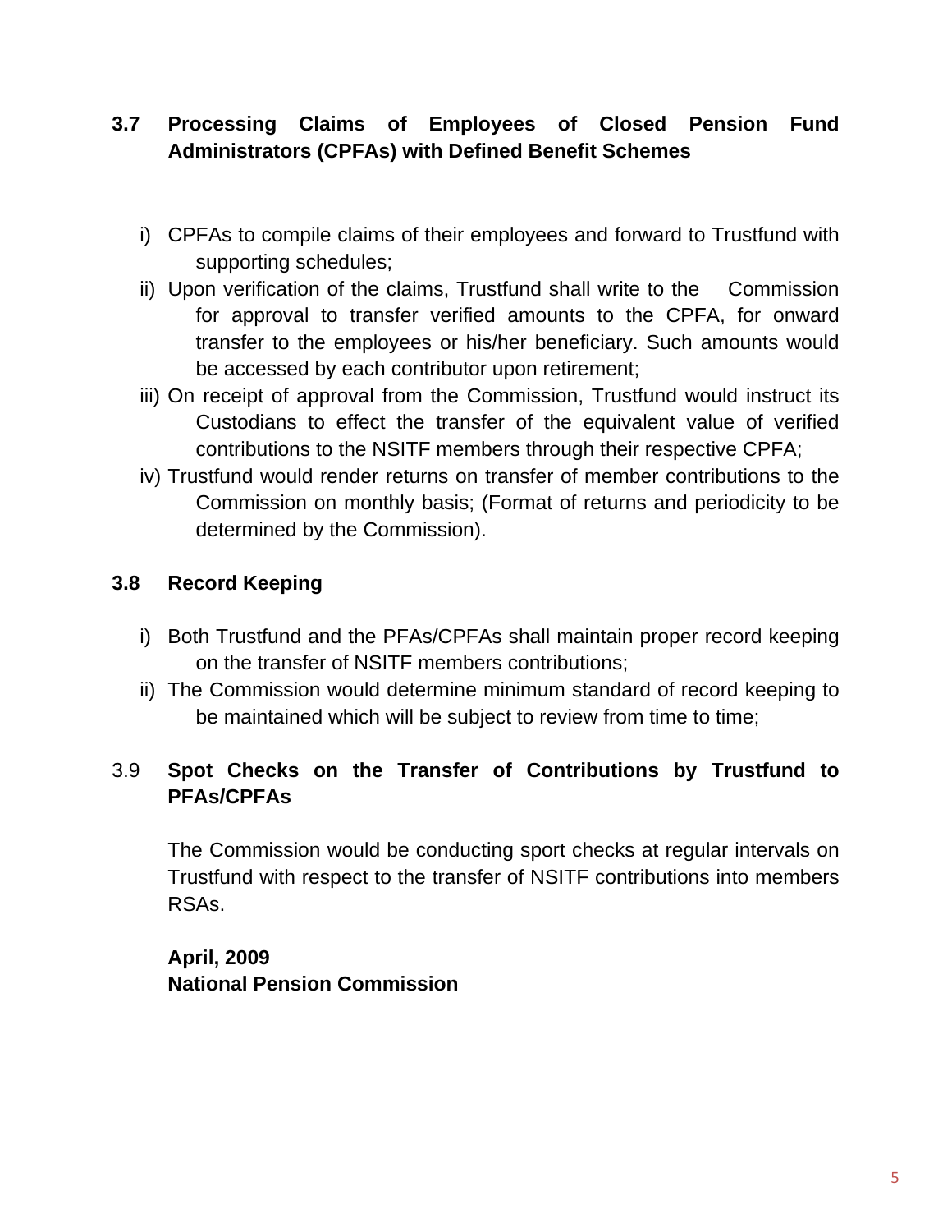### 3.7 Processing Claims of Employees of Closed Pension Fund Administrators (CPFAs) with Defined Benefit Schemes

i) CPFAs to compile claims of their employees and forward to Trustfund with supporting schedules;
ii) Upon verification of the claims, Trustfund shall write to the Commission for approval to transfer verified amounts to the CPFA, for onward transfer to the employees or his/her beneficiary. Such amounts would be accessed by each contributor upon retirement;
iii) On receipt of approval from the Commission, Trustfund would instruct its Custodians to effect the transfer of the equivalent value of verified contributions to the NSITF members through their respective CPFA;
iv) Trustfund would render returns on transfer of member contributions to the Commission on monthly basis; (Format of returns and periodicity to be determined by the Commission).

### 3.8 Record Keeping

i) Both Trustfund and the PFAs/CPFAs shall maintain proper record keeping on the transfer of NSITF members contributions;
ii) The Commission would determine minimum standard of record keeping to be maintained which will be subject to review from time to time;

### 3.9 Spot Checks on the Transfer of Contributions by Trustfund to PFAs/CPFAs

The Commission would be conducting sport checks at regular intervals on Trustfund with respect to the transfer of NSITF contributions into members RSAs.

**April, 2009**
**National Pension Commission**